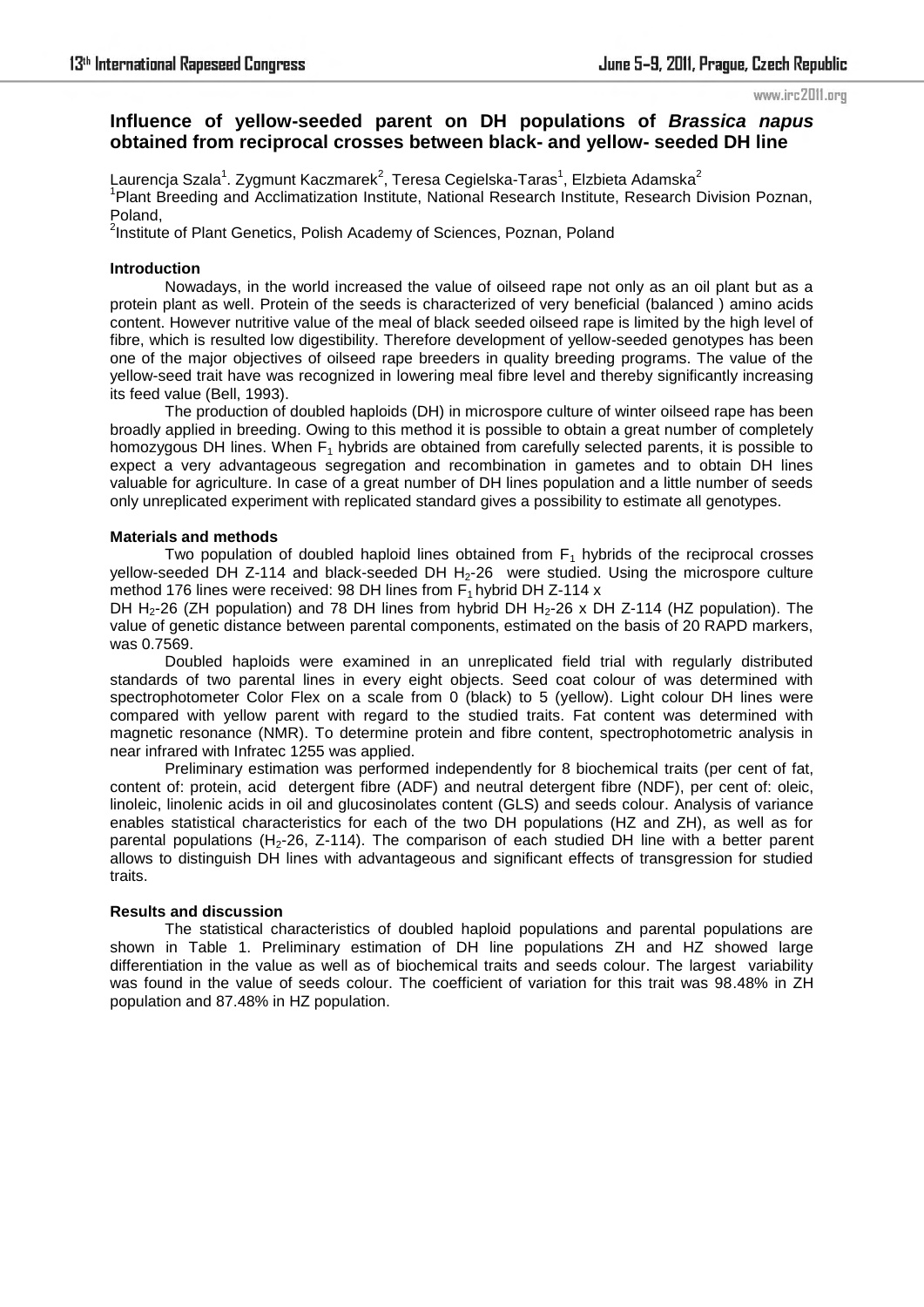# Influence of yellow-seeded parent on DH populations of *Brassica napus* obtained from reciprocal crosses between black- and yellow- seeded DH line

Laurencja Szala[1]. Zygmunt Kaczmarek[2], Teresa Cegielska-Taras[1], Elzbieta Adamska[2]

[1]Plant Breeding and Acclimatization Institute, National Research Institute, Research Division Poznan, Poland,

[2]Institute of Plant Genetics, Polish Academy of Sciences, Poznan, Poland

## Introduction

Nowadays, in the world increased the value of oilseed rape not only as an oil plant but as a protein plant as well. Protein of the seeds is characterized of very beneficial (balanced ) amino acids content. However nutritive value of the meal of black seeded oilseed rape is limited by the high level of fibre, which is resulted low digestibility. Therefore development of yellow-seeded genotypes has been one of the major objectives of oilseed rape breeders in quality breeding programs. The value of the yellow-seed trait have was recognized in lowering meal fibre level and thereby significantly increasing its feed value (Bell, 1993).

The production of doubled haploids (DH) in microspore culture of winter oilseed rape has been broadly applied in breeding. Owing to this method it is possible to obtain a great number of completely homozygous DH lines. When $F_1$ hybrids are obtained from carefully selected parents, it is possible to expect a very advantageous segregation and recombination in gametes and to obtain DH lines valuable for agriculture. In case of a great number of DH lines population and a little number of seeds only unreplicated experiment with replicated standard gives a possibility to estimate all genotypes.

## Materials and methods

Two population of doubled haploid lines obtained from $F_1$ hybrids of the reciprocal crosses yellow-seeded DH Z-114 and black-seeded DH $H_2$-26 were studied. Using the microspore culture method 176 lines were received: 98 DH lines from $F_1$ hybrid DH Z-114 x DH $H_2$-26 (ZH population) and 78 DH lines from hybrid DH $H_2$-26 x DH Z-114 (HZ population). The value of genetic distance between parental components, estimated on the basis of 20 RAPD markers, was 0.7569.

Doubled haploids were examined in an unreplicated field trial with regularly distributed standards of two parental lines in every eight objects. Seed coat colour of was determined with spectrophotometer Color Flex on a scale from 0 (black) to 5 (yellow). Light colour DH lines were compared with yellow parent with regard to the studied traits. Fat content was determined with magnetic resonance (NMR). To determine protein and fibre content, spectrophotometric analysis in near infrared with Infratec 1255 was applied.

Preliminary estimation was performed independently for 8 biochemical traits (per cent of fat, content of: protein, acid detergent fibre (ADF) and neutral detergent fibre (NDF), per cent of: oleic, linoleic, linolenic acids in oil and glucosinolates content (GLS) and seeds colour. Analysis of variance enables statistical characteristics for each of the two DH populations (HZ and ZH), as well as for parental populations ($H_2$-26, Z-114). The comparison of each studied DH line with a better parent allows to distinguish DH lines with advantageous and significant effects of transgression for studied traits.

## Results and discussion

The statistical characteristics of doubled haploid populations and parental populations are shown in Table 1. Preliminary estimation of DH line populations ZH and HZ showed large differentiation in the value as well as of biochemical traits and seeds colour. The largest variability was found in the value of seeds colour. The coefficient of variation for this trait was 98.48% in ZH population and 87.48% in HZ population.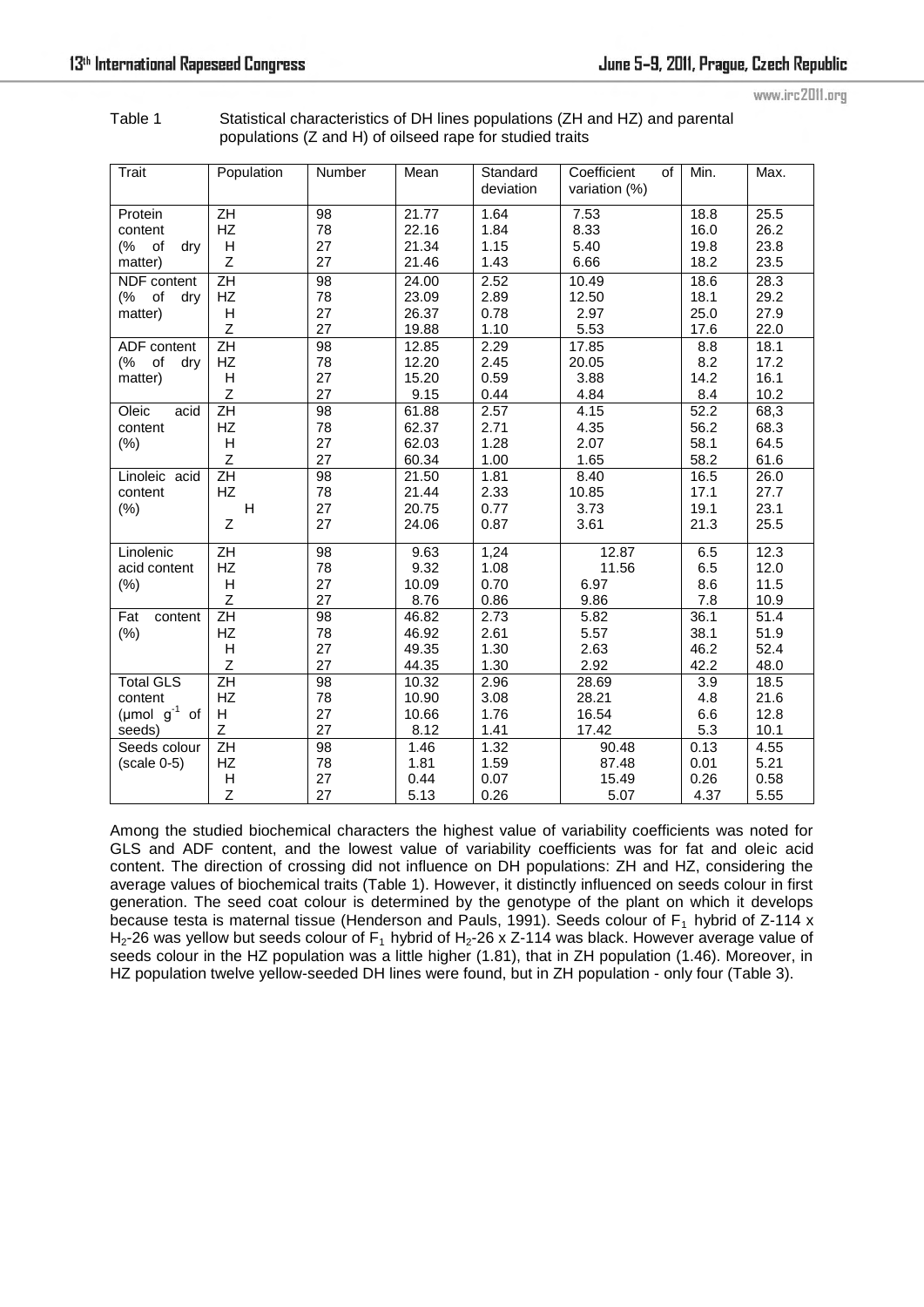Table 1 Statistical characteristics of DH lines populations (ZH and HZ) and parental populations (Z and H) of oilseed rape for studied traits

| Trait | Population | Number | Mean | Standard deviation | Coefficient of variation (%) | Min. | Max. |
|---|---|---|---|---|---|---|---|
| Protein content (% of dry matter) | ZH | 98 | 21.77 | 1.64 | 7.53 | 18.8 | 25.5 |
| | HZ | 78 | 22.16 | 1.84 | 8.33 | 16.0 | 26.2 |
| | H | 27 | 21.34 | 1.15 | 5.40 | 19.8 | 23.8 |
| | Z | 27 | 21.46 | 1.43 | 6.66 | 18.2 | 23.5 |
| NDF content (% of dry matter) | ZH | 98 | 24.00 | 2.52 | 10.49 | 18.6 | 28.3 |
| | HZ | 78 | 23.09 | 2.89 | 12.50 | 18.1 | 29.2 |
| | H | 27 | 26.37 | 0.78 | 2.97 | 25.0 | 27.9 |
| | Z | 27 | 19.88 | 1.10 | 5.53 | 17.6 | 22.0 |
| ADF content (% of dry matter) | ZH | 98 | 12.85 | 2.29 | 17.85 | 8.8 | 18.1 |
| | HZ | 78 | 12.20 | 2.45 | 20.05 | 8.2 | 17.2 |
| | H | 27 | 15.20 | 0.59 | 3.88 | 14.2 | 16.1 |
| | Z | 27 | 9.15 | 0.44 | 4.84 | 8.4 | 10.2 |
| Oleic acid content (%) | ZH | 98 | 61.88 | 2.57 | 4.15 | 52.2 | 68,3 |
| | HZ | 78 | 62.37 | 2.71 | 4.35 | 56.2 | 68.3 |
| | H | 27 | 62.03 | 1.28 | 2.07 | 58.1 | 64.5 |
| | Z | 27 | 60.34 | 1.00 | 1.65 | 58.2 | 61.6 |
| Linoleic acid content (%) | ZH | 98 | 21.50 | 1.81 | 8.40 | 16.5 | 26.0 |
| | HZ | 78 | 21.44 | 2.33 | 10.85 | 17.1 | 27.7 |
| | H | 27 | 20.75 | 0.77 | 3.73 | 19.1 | 23.1 |
| | Z | 27 | 24.06 | 0.87 | 3.61 | 21.3 | 25.5 |
| Linolenic acid content (%) | ZH | 98 | 9.63 | 1,24 | 12.87 | 6.5 | 12.3 |
| | HZ | 78 | 9.32 | 1.08 | 11.56 | 6.5 | 12.0 |
| | H | 27 | 10.09 | 0.70 | 6.97 | 8.6 | 11.5 |
| | Z | 27 | 8.76 | 0.86 | 9.86 | 7.8 | 10.9 |
| Fat content (%) | ZH | 98 | 46.82 | 2.73 | 5.82 | 36.1 | 51.4 |
| | HZ | 78 | 46.92 | 2.61 | 5.57 | 38.1 | 51.9 |
| | H | 27 | 49.35 | 1.30 | 2.63 | 46.2 | 52.4 |
| | Z | 27 | 44.35 | 1.30 | 2.92 | 42.2 | 48.0 |
| Total GLS content (μmol $g^{-1}$ of seeds) | ZH | 98 | 10.32 | 2.96 | 28.69 | 3.9 | 18.5 |
| | HZ | 78 | 10.90 | 3.08 | 28.21 | 4.8 | 21.6 |
| | H | 27 | 10.66 | 1.76 | 16.54 | 6.6 | 12.8 |
| | Z | 27 | 8.12 | 1.41 | 17.42 | 5.3 | 10.1 |
| Seeds colour (scale 0-5) | ZH | 98 | 1.46 | 1.32 | 90.48 | 0.13 | 4.55 |
| | HZ | 78 | 1.81 | 1.59 | 87.48 | 0.01 | 5.21 |
| | H | 27 | 0.44 | 0.07 | 15.49 | 0.26 | 0.58 |
| | Z | 27 | 5.13 | 0.26 | 5.07 | 4.37 | 5.55 |

Among the studied biochemical characters the highest value of variability coefficients was noted for GLS and ADF content, and the lowest value of variability coefficients was for fat and oleic acid content. The direction of crossing did not influence on DH populations: ZH and HZ, considering the average values of biochemical traits (Table 1). However, it distinctly influenced on seeds colour in first generation. The seed coat colour is determined by the genotype of the plant on which it develops because testa is maternal tissue (Henderson and Pauls, 1991). Seeds colour of $F_1$ hybrid of Z-114 x $H_2$-26 was yellow but seeds colour of $F_1$ hybrid of $H_2$-26 x Z-114 was black. However average value of seeds colour in the HZ population was a little higher (1.81), that in ZH population (1.46). Moreover, in HZ population twelve yellow-seeded DH lines were found, but in ZH population - only four (Table 3).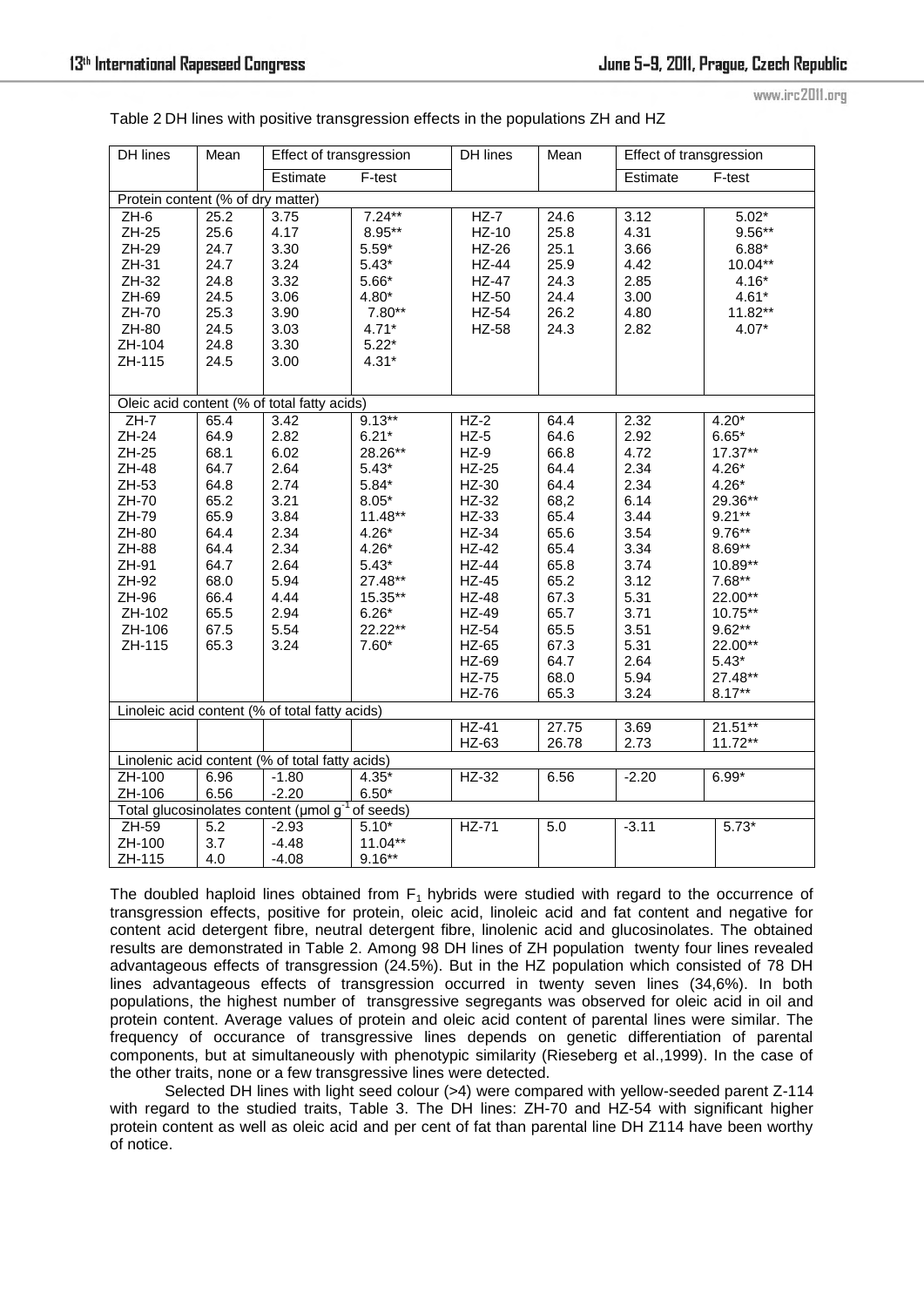Table 2 DH lines with positive transgression effects in the populations ZH and HZ

| DH lines | Mean | Effect of transgression | | DH lines | Mean | Effect of transgression | |
|---|---|---|---|---|---|---|---|
| | | Estimate | F-test | | | Estimate | F-test |
| Protein content (% of dry matter) | | | | | | | |
| ZH-6 | 25.2 | 3.75 | 7.24** | HZ-7 | 24.6 | 3.12 | 5.02* |
| ZH-25 | 25.6 | 4.17 | 8.95** | HZ-10 | 25.8 | 4.31 | 9.56** |
| ZH-29 | 24.7 | 3.30 | 5.59* | HZ-26 | 25.1 | 3.66 | 6.88* |
| ZH-31 | 24.7 | 3.24 | 5.43* | HZ-44 | 25.9 | 4.42 | 10.04** |
| ZH-32 | 24.8 | 3.32 | 5.66* | HZ-47 | 24.3 | 2.85 | 4.16* |
| ZH-69 | 24.5 | 3.06 | 4.80* | HZ-50 | 24.4 | 3.00 | 4.61* |
| ZH-70 | 25.3 | 3.90 | 7.80** | HZ-54 | 26.2 | 4.80 | 11.82** |
| ZH-80 | 24.5 | 3.03 | 4.71* | HZ-58 | 24.3 | 2.82 | 4.07* |
| ZH-104 | 24.8 | 3.30 | 5.22* | | | | |
| ZH-115 | 24.5 | 3.00 | 4.31* | | | | |
| Oleic acid content (% of total fatty acids) | | | | | | | |
| ZH-7 | 65.4 | 3.42 | 9.13** | HZ-2 | 64.4 | 2.32 | 4.20* |
| ZH-24 | 64.9 | 2.82 | 6.21* | HZ-5 | 64.6 | 2.92 | 6.65* |
| ZH-25 | 68.1 | 6.02 | 28.26** | HZ-9 | 66.8 | 4.72 | 17.37** |
| ZH-48 | 64.7 | 2.64 | 5.43* | HZ-25 | 64.4 | 2.34 | 4.26* |
| ZH-53 | 64.8 | 2.74 | 5.84* | HZ-30 | 64.4 | 2.34 | 4.26* |
| ZH-70 | 65.2 | 3.21 | 8.05* | HZ-32 | 68,2 | 6.14 | 29.36** |
| ZH-79 | 65.9 | 3.84 | 11.48** | HZ-33 | 65.4 | 3.44 | 9.21** |
| ZH-80 | 64.4 | 2.34 | 4.26* | HZ-34 | 65.6 | 3.54 | 9.76** |
| ZH-88 | 64.4 | 2.34 | 4.26* | HZ-42 | 65.4 | 3.34 | 8.69** |
| ZH-91 | 64.7 | 2.64 | 5.43* | HZ-44 | 65.8 | 3.74 | 10.89** |
| ZH-92 | 68.0 | 5.94 | 27.48** | HZ-45 | 65.2 | 3.12 | 7.68** |
| ZH-96 | 66.4 | 4.44 | 15.35** | HZ-48 | 67.3 | 5.31 | 22.00** |
| ZH-102 | 65.5 | 2.94 | 6.26* | HZ-49 | 65.7 | 3.71 | 10.75** |
| ZH-106 | 67.5 | 5.54 | 22.22** | HZ-54 | 65.5 | 3.51 | 9.62** |
| ZH-115 | 65.3 | 3.24 | 7.60* | HZ-65 | 67.3 | 5.31 | 22.00** |
| | | | | HZ-69 | 64.7 | 2.64 | 5.43* |
| | | | | HZ-75 | 68.0 | 5.94 | 27.48** |
| | | | | HZ-76 | 65.3 | 3.24 | 8.17** |
| Linoleic acid content (% of total fatty acids) | | | | | | | |
| | | | | HZ-41 | 27.75 | 3.69 | 21.51** |
| | | | | HZ-63 | 26.78 | 2.73 | 11.72** |
| Linolenic acid content (% of total fatty acids) | | | | | | | |
| ZH-100 | 6.96 | -1.80 | 4.35* | HZ-32 | 6.56 | -2.20 | 6.99* |
| ZH-106 | 6.56 | -2.20 | 6.50* | | | | |
| Total glucosinolates content (µmol $g^{-1}$ of seeds) | | | | | | | |
| ZH-59 | 5.2 | -2.93 | 5.10* | HZ-71 | 5.0 | -3.11 | 5.73* |
| ZH-100 | 3.7 | -4.48 | 11.04** | | | | |
| ZH-115 | 4.0 | -4.08 | 9.16** | | | | |

The doubled haploid lines obtained from $F_1$ hybrids were studied with regard to the occurrence of transgression effects, positive for protein, oleic acid, linoleic acid and fat content and negative for content acid detergent fibre, neutral detergent fibre, linolenic acid and glucosinolates. The obtained results are demonstrated in Table 2. Among 98 DH lines of ZH population twenty four lines revealed advantageous effects of transgression (24.5%). But in the HZ population which consisted of 78 DH lines advantageous effects of transgression occurred in twenty seven lines (34,6%). In both populations, the highest number of transgressive segregants was observed for oleic acid in oil and protein content. Average values of protein and oleic acid content of parental lines were similar. The frequency of occurance of transgressive lines depends on genetic differentiation of parental components, but at simultaneously with phenotypic similarity (Rieseberg et al.,1999). In the case of the other traits, none or a few transgressive lines were detected.

Selected DH lines with light seed colour (>4) were compared with yellow-seeded parent Z-114 with regard to the studied traits, Table 3. The DH lines: ZH-70 and HZ-54 with significant higher protein content as well as oleic acid and per cent of fat than parental line DH Z114 have been worthy of notice.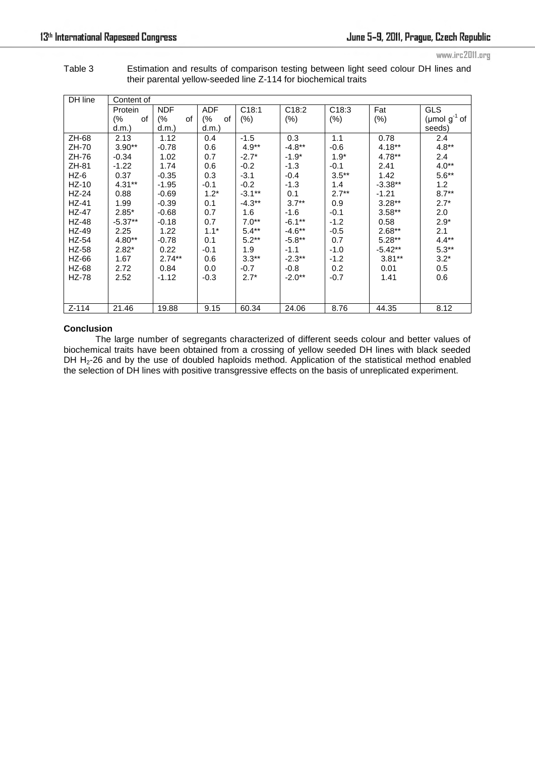Table 3 Estimation and results of comparison testing between light seed colour DH lines and their parental yellow-seeded line Z-114 for biochemical traits

| DH line | Content of | | | | | | | |
|---|---|---|---|---|---|---|---|---|
| | Protein (% of d.m.) | NDF (% of d.m.) | ADF (% of d.m.) | C18:1 (%) | C18:2 (%) | C18:3 (%) | Fat (%) | GLS (µmol $g^{-1}$ of seeds) |
| ZH-68 | 2.13 | 1.12 | 0.4 | -1.5 | 0.3 | 1.1 | 0.78 | 2.4 |
| ZH-70 | 3.90** | -0.78 | 0.6 | 4.9** | -4.8** | -0.6 | 4.18** | 4.8** |
| ZH-76 | -0.34 | 1.02 | 0.7 | -2.7* | -1.9* | 1.9* | 4.78** | 2.4 |
| ZH-81 | -1.22 | 1.74 | 0.6 | -0.2 | -1.3 | -0.1 | 2.41 | 4.0** |
| HZ-6 | 0.37 | -0.35 | 0.3 | -3.1 | -0.4 | 3.5** | 1.42 | 5.6** |
| HZ-10 | 4.31** | -1.95 | -0.1 | -0.2 | -1.3 | 1.4 | -3.38** | 1.2 |
| HZ-24 | 0.88 | -0.69 | 1.2* | -3.1** | 0.1 | 2.7** | -1.21 | 8.7** |
| HZ-41 | 1.99 | -0.39 | 0.1 | -4.3** | 3.7** | 0.9 | 3.28** | 2.7* |
| HZ-47 | 2.85* | -0.68 | 0.7 | 1.6 | -1.6 | -0.1 | 3.58** | 2.0 |
| HZ-48 | -5.37** | -0.18 | 0.7 | 7.0** | -6.1** | -1.2 | 0.58 | 2.9* |
| HZ-49 | 2.25 | 1.22 | 1.1* | 5.4** | -4.6** | -0.5 | 2.68** | 2.1 |
| HZ-54 | 4.80** | -0.78 | 0.1 | 5.2** | -5.8** | 0.7 | 5.28** | 4.4** |
| HZ-58 | 2.82* | 0.22 | -0.1 | 1.9 | -1.1 | -1.0 | -5.42** | 5.3** |
| HZ-66 | 1.67 | 2.74** | 0.6 | 3.3** | -2.3** | -1.2 | 3.81** | 3.2* |
| HZ-68 | 2.72 | 0.84 | 0.0 | -0.7 | -0.8 | 0.2 | 0.01 | 0.5 |
| HZ-78 | 2.52 | -1.12 | -0.3 | 2.7* | -2.0** | -0.7 | 1.41 | 0.6 |
| Z-114 | 21.46 | 19.88 | 9.15 | 60.34 | 24.06 | 8.76 | 44.35 | 8.12 |

**Conclusion**

The large number of segregants characterized of different seeds colour and better values of biochemical traits have been obtained from a crossing of yellow seeded DH lines with black seeded DH $H_2$-26 and by the use of doubled haploids method. Application of the statistical method enabled the selection of DH lines with positive transgressive effects on the basis of unreplicated experiment.